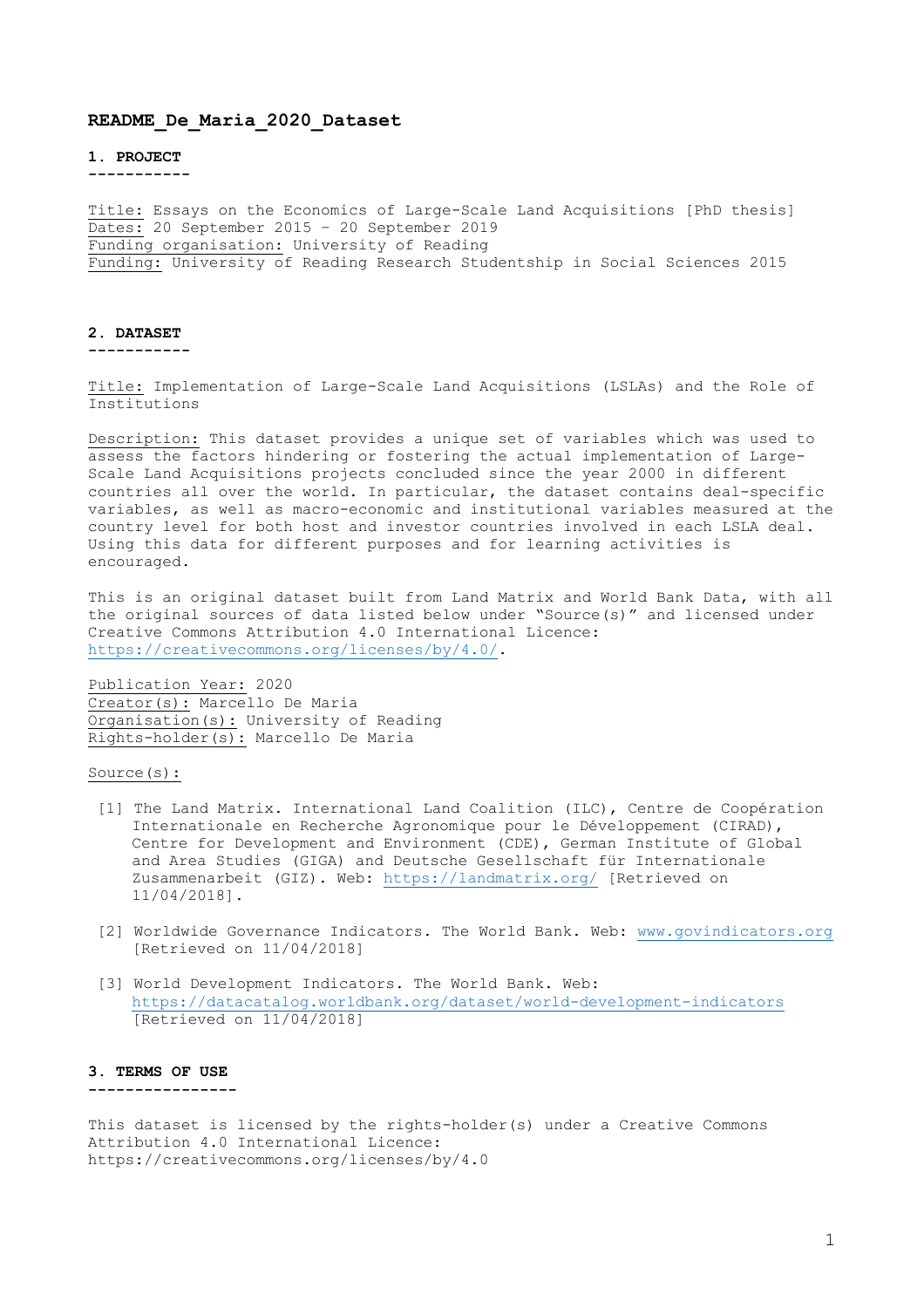# README_De_Maria_2020_Dataset

## 1. PROJECT

Title: Essays on the Economics of Large-Scale Land Acquisitions [PhD thesis]
Dates: 20 September 2015 – 20 September 2019
Funding organisation: University of Reading
Funding: University of Reading Research Studentship in Social Sciences 2015

## 2. DATASET

Title: Implementation of Large-Scale Land Acquisitions (LSLAs) and the Role of Institutions

Description: This dataset provides a unique set of variables which was used to assess the factors hindering or fostering the actual implementation of Large-Scale Land Acquisitions projects concluded since the year 2000 in different countries all over the world. In particular, the dataset contains deal-specific variables, as well as macro-economic and institutional variables measured at the country level for both host and investor countries involved in each LSLA deal. Using this data for different purposes and for learning activities is encouraged.

This is an original dataset built from Land Matrix and World Bank Data, with all the original sources of data listed below under "Source(s)" and licensed under Creative Commons Attribution 4.0 International Licence: https://creativecommons.org/licenses/by/4.0/.

Publication Year: 2020
Creator(s): Marcello De Maria
Organisation(s): University of Reading
Rights-holder(s): Marcello De Maria

Source(s):

[1] The Land Matrix. International Land Coalition (ILC), Centre de Coopération Internationale en Recherche Agronomique pour le Développement (CIRAD), Centre for Development and Environment (CDE), German Institute of Global and Area Studies (GIGA) and Deutsche Gesellschaft für Internationale Zusammenarbeit (GIZ). Web: https://landmatrix.org/ [Retrieved on 11/04/2018].

[2] Worldwide Governance Indicators. The World Bank. Web: www.govindicators.org [Retrieved on 11/04/2018]

[3] World Development Indicators. The World Bank. Web: https://datacatalog.worldbank.org/dataset/world-development-indicators [Retrieved on 11/04/2018]

## 3. TERMS OF USE

This dataset is licensed by the rights-holder(s) under a Creative Commons Attribution 4.0 International Licence: https://creativecommons.org/licenses/by/4.0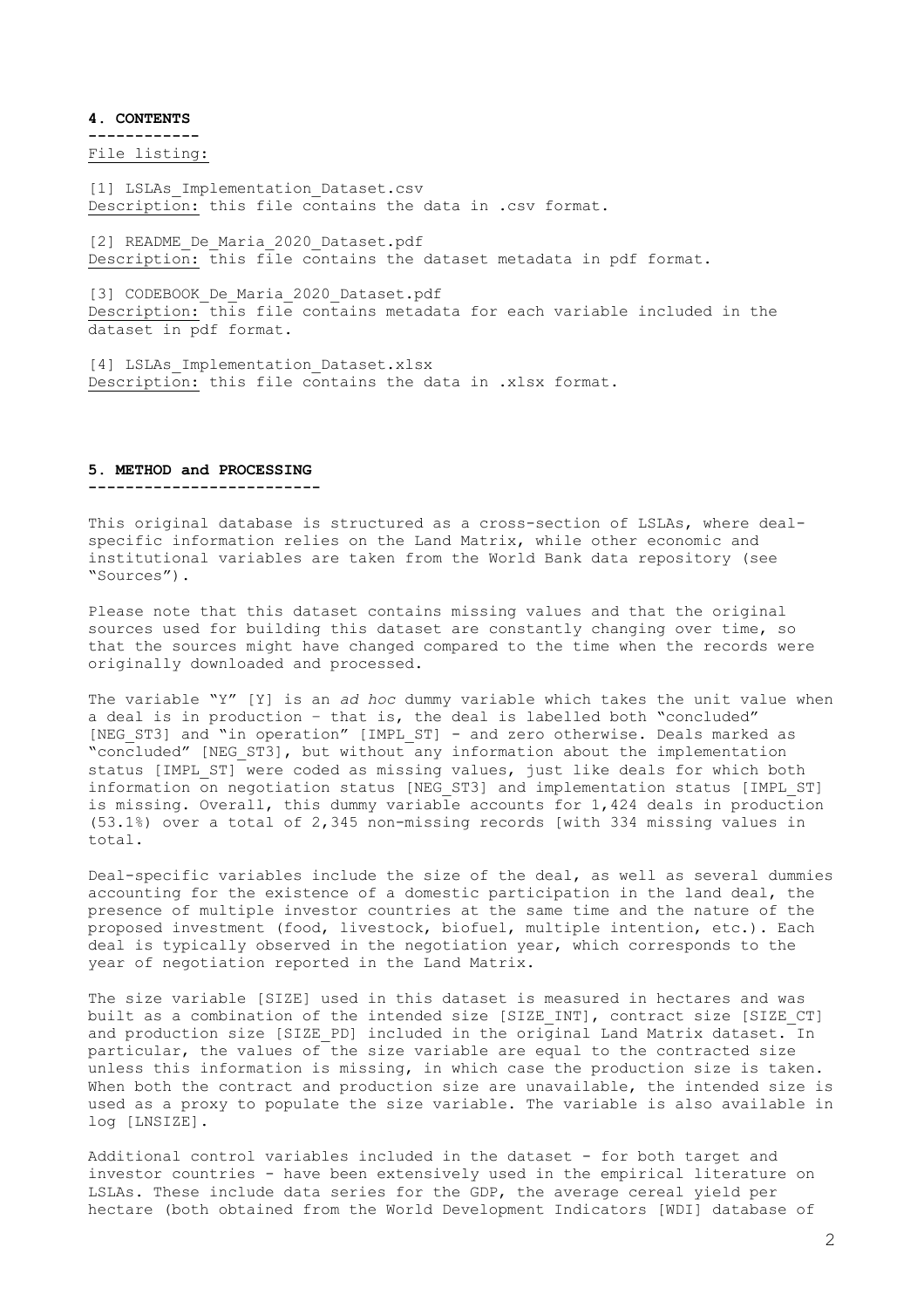**4. CONTENTS**

------------

File listing:

[1] LSLAs_Implementation_Dataset.csv
Description: this file contains the data in .csv format.

[2] README_De_Maria_2020_Dataset.pdf
Description: this file contains the dataset metadata in pdf format.

[3] CODEBOOK_De_Maria_2020_Dataset.pdf
Description: this file contains metadata for each variable included in the dataset in pdf format.

[4] LSLAs_Implementation_Dataset.xlsx
Description: this file contains the data in .xlsx format.

**5. METHOD and PROCESSING**

-------------------------

This original database is structured as a cross-section of LSLAs, where deal-specific information relies on the Land Matrix, while other economic and institutional variables are taken from the World Bank data repository (see "Sources").

Please note that this dataset contains missing values and that the original sources used for building this dataset are constantly changing over time, so that the sources might have changed compared to the time when the records were originally downloaded and processed.

The variable "Y" [Y] is an *ad hoc* dummy variable which takes the unit value when a deal is in production – that is, the deal is labelled both "concluded" [NEG_ST3] and "in operation" [IMPL_ST] - and zero otherwise. Deals marked as "concluded" [NEG_ST3], but without any information about the implementation status [IMPL_ST] were coded as missing values, just like deals for which both information on negotiation status [NEG_ST3] and implementation status [IMPL_ST] is missing. Overall, this dummy variable accounts for 1,424 deals in production (53.1%) over a total of 2,345 non-missing records [with 334 missing values in total.

Deal-specific variables include the size of the deal, as well as several dummies accounting for the existence of a domestic participation in the land deal, the presence of multiple investor countries at the same time and the nature of the proposed investment (food, livestock, biofuel, multiple intention, etc.). Each deal is typically observed in the negotiation year, which corresponds to the year of negotiation reported in the Land Matrix.

The size variable [SIZE] used in this dataset is measured in hectares and was built as a combination of the intended size [SIZE_INT], contract size [SIZE_CT] and production size [SIZE_PD] included in the original Land Matrix dataset. In particular, the values of the size variable are equal to the contracted size unless this information is missing, in which case the production size is taken. When both the contract and production size are unavailable, the intended size is used as a proxy to populate the size variable. The variable is also available in log [LNSIZE].

Additional control variables included in the dataset - for both target and investor countries - have been extensively used in the empirical literature on LSLAs. These include data series for the GDP, the average cereal yield per hectare (both obtained from the World Development Indicators [WDI] database of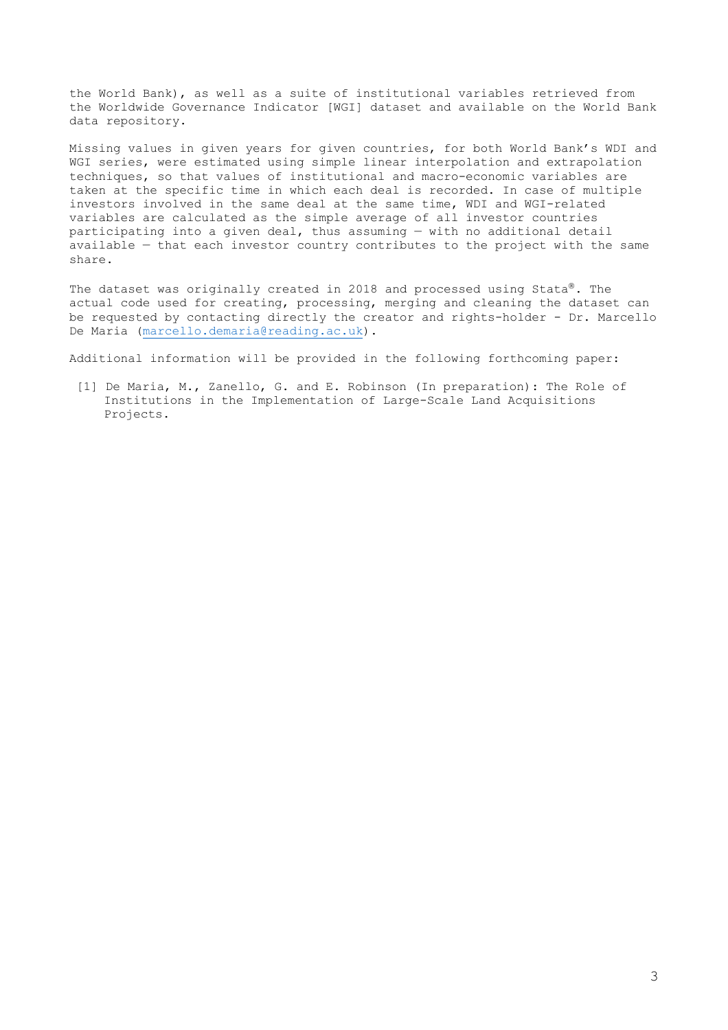the World Bank), as well as a suite of institutional variables retrieved from the Worldwide Governance Indicator [WGI] dataset and available on the World Bank data repository.

Missing values in given years for given countries, for both World Bank's WDI and WGI series, were estimated using simple linear interpolation and extrapolation techniques, so that values of institutional and macro-economic variables are taken at the specific time in which each deal is recorded. In case of multiple investors involved in the same deal at the same time, WDI and WGI-related variables are calculated as the simple average of all investor countries participating into a given deal, thus assuming — with no additional detail available — that each investor country contributes to the project with the same share.

The dataset was originally created in 2018 and processed using Stata®. The actual code used for creating, processing, merging and cleaning the dataset can be requested by contacting directly the creator and rights-holder - Dr. Marcello De Maria (marcello.demaria@reading.ac.uk).

Additional information will be provided in the following forthcoming paper:

[1] De Maria, M., Zanello, G. and E. Robinson (In preparation): The Role of Institutions in the Implementation of Large-Scale Land Acquisitions Projects.